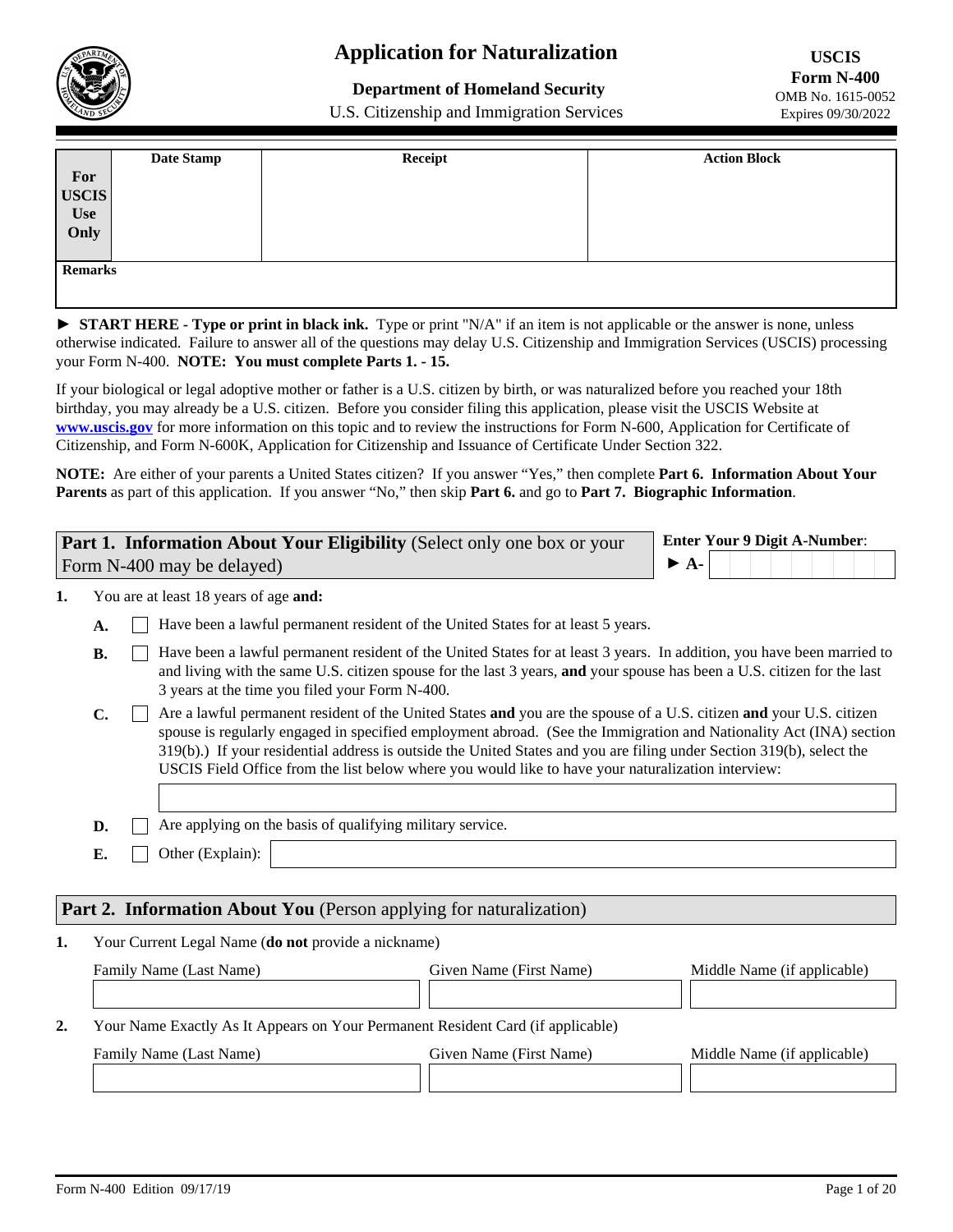# Application for Naturalization

**Department of Homeland Security**
U.S. Citizenship and Immigration Services

**USCIS**
**Form N-400**
OMB No. 1615-0052
Expires 09/30/2022

| For USCIS Use Only | Date Stamp | Receipt | Action Block |
|---|---|---|---|
| | | | |
| Remarks | | | |

► **START HERE - Type or print in black ink.** Type or print "N/A" if an item is not applicable or the answer is none, unless otherwise indicated. Failure to answer all of the questions may delay U.S. Citizenship and Immigration Services (USCIS) processing your Form N-400. **NOTE: You must complete Parts 1. - 15.**

If your biological or legal adoptive mother or father is a U.S. citizen by birth, or was naturalized before you reached your 18th birthday, you may already be a U.S. citizen. Before you consider filing this application, please visit the USCIS Website at **www.uscis.gov** for more information on this topic and to review the instructions for Form N-600, Application for Certificate of Citizenship, and Form N-600K, Application for Citizenship and Issuance of Certificate Under Section 322.

**NOTE:** Are either of your parents a United States citizen? If you answer "Yes," then complete **Part 6. Information About Your Parents** as part of this application. If you answer "No," then skip **Part 6.** and go to **Part 7. Biographic Information**.

## Part 1. Information About Your Eligibility (Select only one box or your Form N-400 may be delayed)

**Enter Your 9 Digit A-Number:**
► **A-** ______________

1. You are at least 18 years of age **and:**

   **A.** ☐ Have been a lawful permanent resident of the United States for at least 5 years.

   **B.** ☐ Have been a lawful permanent resident of the United States for at least 3 years. In addition, you have been married to and living with the same U.S. citizen spouse for the last 3 years, **and** your spouse has been a U.S. citizen for the last 3 years at the time you filed your Form N-400.

   **C.** ☐ Are a lawful permanent resident of the United States **and** you are the spouse of a U.S. citizen **and** your U.S. citizen spouse is regularly engaged in specified employment abroad. (See the Immigration and Nationality Act (INA) section 319(b).) If your residential address is outside the United States and you are filing under Section 319(b), select the USCIS Field Office from the list below where you would like to have your naturalization interview:

   ______________

   **D.** ☐ Are applying on the basis of qualifying military service.

   **E.** ☐ Other (Explain): ______________

## Part 2. Information About You (Person applying for naturalization)

1. Your Current Legal Name (**do not** provide a nickname)

| Family Name (Last Name) | Given Name (First Name) | Middle Name (if applicable) |
|---|---|---|
| | | |

2. Your Name Exactly As It Appears on Your Permanent Resident Card (if applicable)

| Family Name (Last Name) | Given Name (First Name) | Middle Name (if applicable) |
|---|---|---|
| | | |

Form N-400 Edition 09/17/19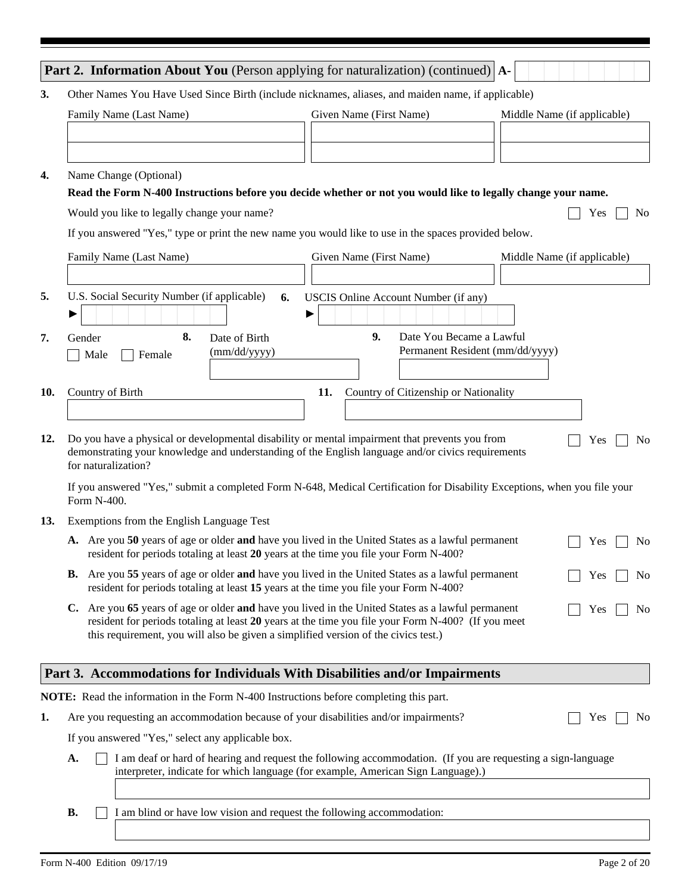## Part 2. Information About You (Person applying for naturalization) (continued) A-

**3.** Other Names You Have Used Since Birth (include nicknames, aliases, and maiden name, if applicable)

| Family Name (Last Name) | Given Name (First Name) | Middle Name (if applicable) |
|---|---|---|
| | | |
| | | |

**4.** Name Change (Optional)

**Read the Form N-400 Instructions before you decide whether or not you would like to legally change your name.**

Would you like to legally change your name? ☐ Yes ☐ No

If you answered "Yes," type or print the new name you would like to use in the spaces provided below.

| Family Name (Last Name) | Given Name (First Name) | Middle Name (if applicable) |
|---|---|---|
| | | |

**5.** U.S. Social Security Number (if applicable) ►

**6.** USCIS Online Account Number (if any) ►

**7.** Gender ☐ Male ☐ Female

**8.** Date of Birth (mm/dd/yyyy)

**9.** Date You Became a Lawful Permanent Resident (mm/dd/yyyy)

**10.** Country of Birth

**11.** Country of Citizenship or Nationality

**12.** Do you have a physical or developmental disability or mental impairment that prevents you from demonstrating your knowledge and understanding of the English language and/or civics requirements for naturalization? ☐ Yes ☐ No

If you answered "Yes," submit a completed Form N-648, Medical Certification for Disability Exceptions, when you file your Form N-400.

**13.** Exemptions from the English Language Test

**A.** Are you **50** years of age or older **and** have you lived in the United States as a lawful permanent resident for periods totaling at least **20** years at the time you file your Form N-400? ☐ Yes ☐ No

**B.** Are you **55** years of age or older **and** have you lived in the United States as a lawful permanent resident for periods totaling at least **15** years at the time you file your Form N-400? ☐ Yes ☐ No

**C.** Are you **65** years of age or older **and** have you lived in the United States as a lawful permanent resident for periods totaling at least **20** years at the time you file your Form N-400? (If you meet this requirement, you will also be given a simplified version of the civics test.) ☐ Yes ☐ No

## Part 3. Accommodations for Individuals With Disabilities and/or Impairments

**NOTE:** Read the information in the Form N-400 Instructions before completing this part.

**1.** Are you requesting an accommodation because of your disabilities and/or impairments? ☐ Yes ☐ No

If you answered "Yes," select any applicable box.

**A.** ☐ I am deaf or hard of hearing and request the following accommodation. (If you are requesting a sign-language interpreter, indicate for which language (for example, American Sign Language).)

**B.** ☐ I am blind or have low vision and request the following accommodation:

Form N-400 Edition 09/17/19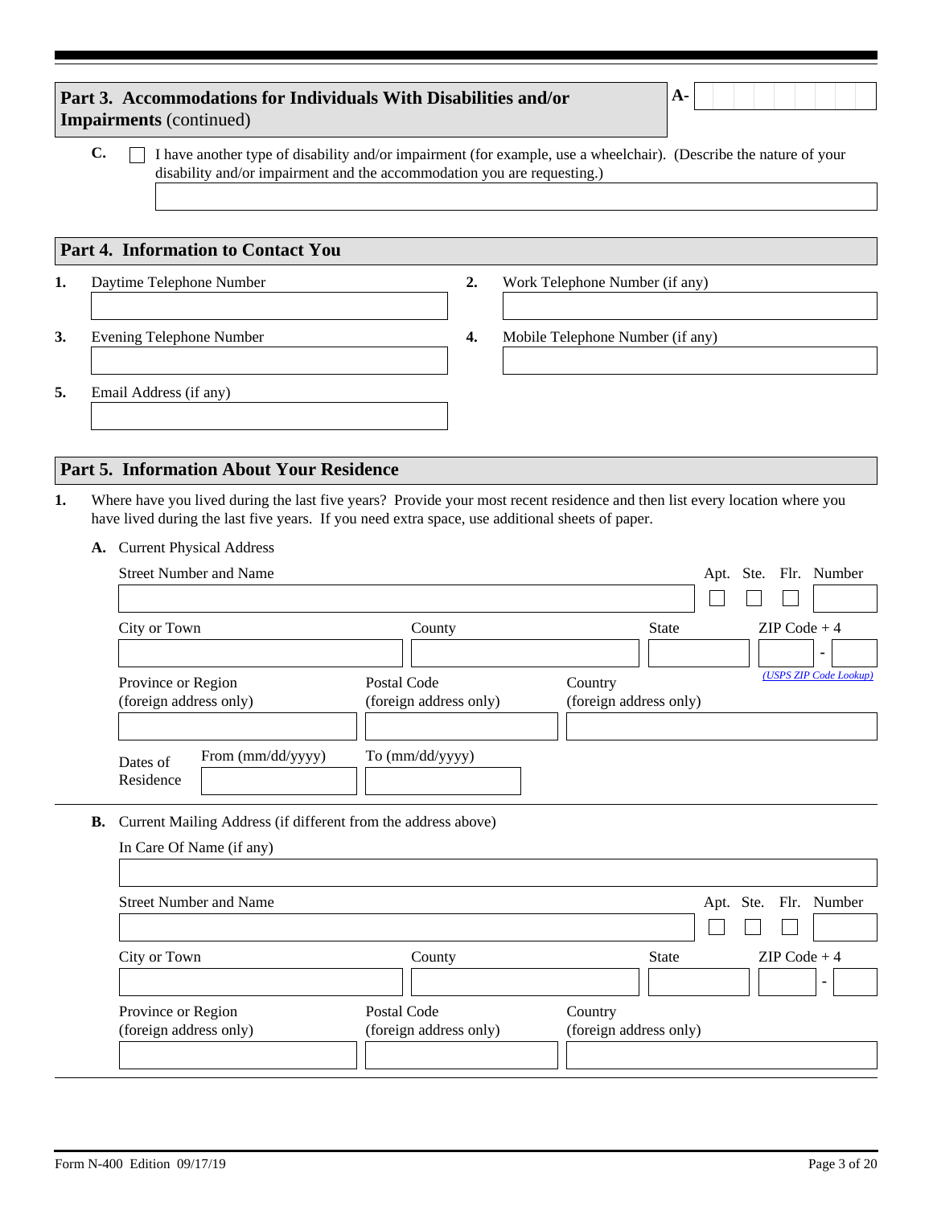## Part 3. Accommodations for Individuals With Disabilities and/or Impairments (continued)

A-

**C.** ☐ I have another type of disability and/or impairment (for example, use a wheelchair). (Describe the nature of your disability and/or impairment and the accommodation you are requesting.)

## Part 4. Information to Contact You

**1.** Daytime Telephone Number

**2.** Work Telephone Number (if any)

**3.** Evening Telephone Number

**4.** Mobile Telephone Number (if any)

**5.** Email Address (if any)

## Part 5. Information About Your Residence

**1.** Where have you lived during the last five years? Provide your most recent residence and then list every location where you have lived during the last five years. If you need extra space, use additional sheets of paper.

**A.** Current Physical Address

Street Number and Name

Apt. ☐ Ste. ☐ Flr. ☐ Number

City or Town

County

State

ZIP Code + 4 -

*(USPS ZIP Code Lookup)*

Province or Region (foreign address only)

Postal Code (foreign address only)

Country (foreign address only)

Dates of Residence From (mm/dd/yyyy) To (mm/dd/yyyy)

**B.** Current Mailing Address (if different from the address above)

In Care Of Name (if any)

Street Number and Name

Apt. ☐ Ste. ☐ Flr. ☐ Number

City or Town

County

State

ZIP Code + 4 -

Province or Region (foreign address only)

Postal Code (foreign address only)

Country (foreign address only)

Form N-400 Edition 09/17/19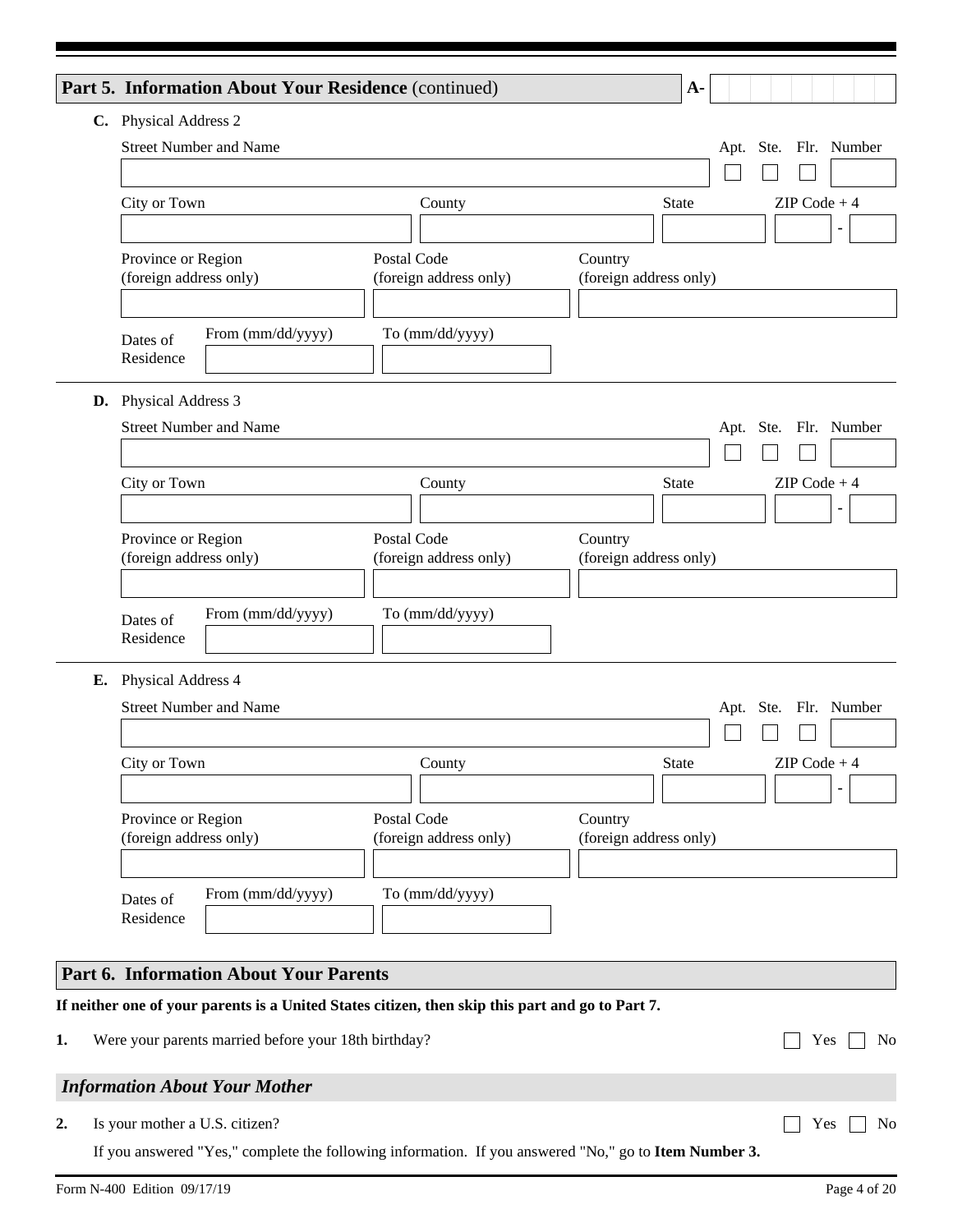## Part 5. Information About Your Residence (continued)

A-

**C.** Physical Address 2

Street Number and Name

Apt. Ste. Flr. Number

City or Town

County

State

ZIP Code + 4

Province or Region (foreign address only)

Postal Code (foreign address only)

Country (foreign address only)

Dates of Residence — From (mm/dd/yyyy) — To (mm/dd/yyyy)

**D.** Physical Address 3

Street Number and Name

Apt. Ste. Flr. Number

City or Town

County

State

ZIP Code + 4

Province or Region (foreign address only)

Postal Code (foreign address only)

Country (foreign address only)

Dates of Residence — From (mm/dd/yyyy) — To (mm/dd/yyyy)

**E.** Physical Address 4

Street Number and Name

Apt. Ste. Flr. Number

City or Town

County

State

ZIP Code + 4

Province or Region (foreign address only)

Postal Code (foreign address only)

Country (foreign address only)

Dates of Residence — From (mm/dd/yyyy) — To (mm/dd/yyyy)

## Part 6. Information About Your Parents

**If neither one of your parents is a United States citizen, then skip this part and go to Part 7.**

**1.** Were your parents married before your 18th birthday? ☐ Yes ☐ No

### *Information About Your Mother*

**2.** Is your mother a U.S. citizen? ☐ Yes ☐ No

If you answered "Yes," complete the following information. If you answered "No," go to **Item Number 3.**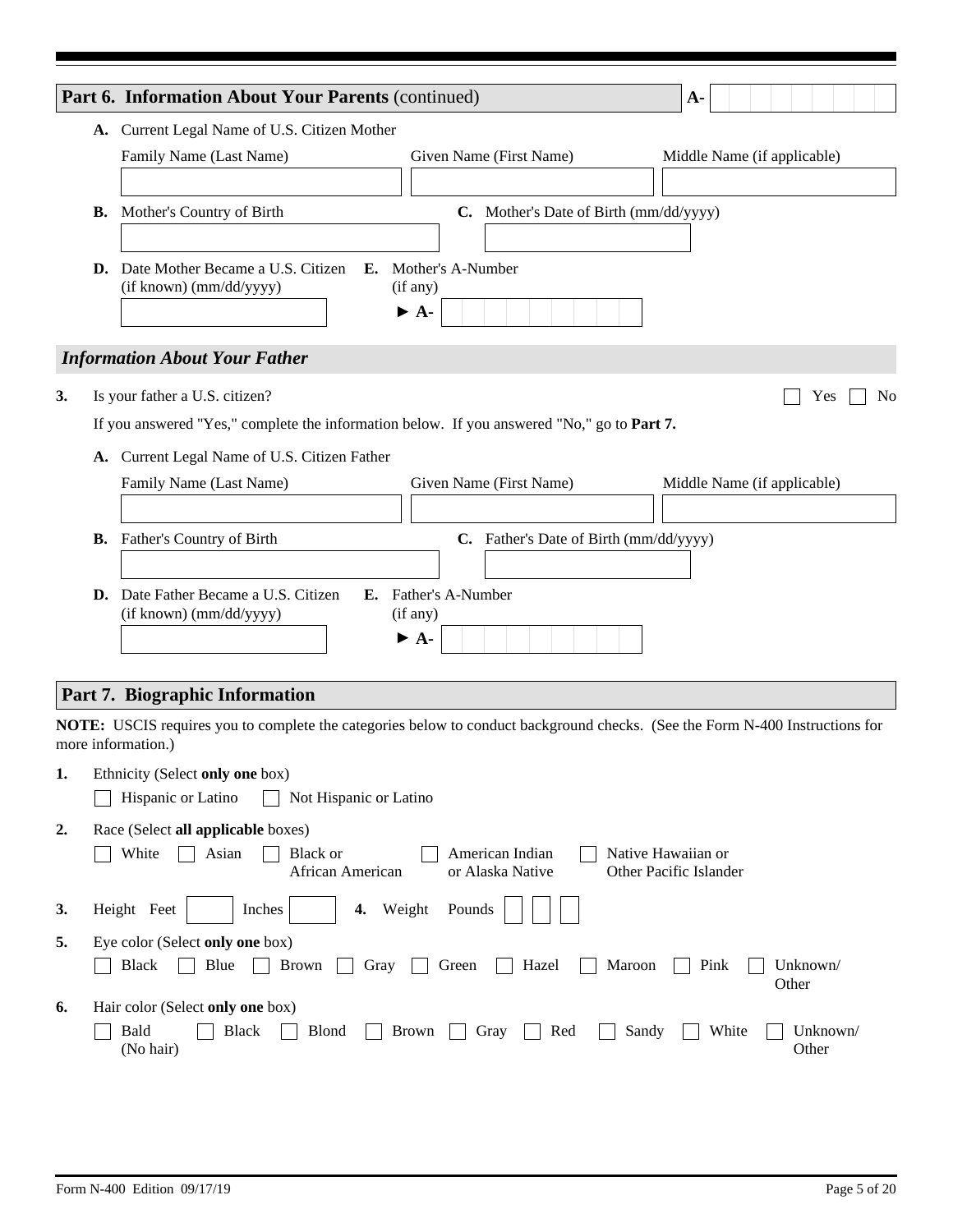## Part 6. Information About Your Parents (continued)

A-

**A.** Current Legal Name of U.S. Citizen Mother

Family Name (Last Name) | Given Name (First Name) | Middle Name (if applicable)

**B.** Mother's Country of Birth

**C.** Mother's Date of Birth (mm/dd/yyyy)

**D.** Date Mother Became a U.S. Citizen (if known) (mm/dd/yyyy)

**E.** Mother's A-Number (if any)

► **A-**

### *Information About Your Father*

**3.** Is your father a U.S. citizen? ☐ Yes ☐ No

If you answered "Yes," complete the information below. If you answered "No," go to **Part 7.**

**A.** Current Legal Name of U.S. Citizen Father

Family Name (Last Name) | Given Name (First Name) | Middle Name (if applicable)

**B.** Father's Country of Birth

**C.** Father's Date of Birth (mm/dd/yyyy)

**D.** Date Father Became a U.S. Citizen (if known) (mm/dd/yyyy)

**E.** Father's A-Number (if any)

► **A-**

## Part 7. Biographic Information

**NOTE:** USCIS requires you to complete the categories below to conduct background checks. (See the Form N-400 Instructions for more information.)

**1.** Ethnicity (Select **only one** box)

☐ Hispanic or Latino ☐ Not Hispanic or Latino

**2.** Race (Select **all applicable** boxes)

☐ White ☐ Asian ☐ Black or African American ☐ American Indian or Alaska Native ☐ Native Hawaiian or Other Pacific Islander

**3.** Height Feet ___ Inches ___ **4.** Weight Pounds ___

**5.** Eye color (Select **only one** box)

☐ Black ☐ Blue ☐ Brown ☐ Gray ☐ Green ☐ Hazel ☐ Maroon ☐ Pink ☐ Unknown/Other

**6.** Hair color (Select **only one** box)

☐ Bald (No hair) ☐ Black ☐ Blond ☐ Brown ☐ Gray ☐ Red ☐ Sandy ☐ White ☐ Unknown/Other

Form N-400 Edition 09/17/19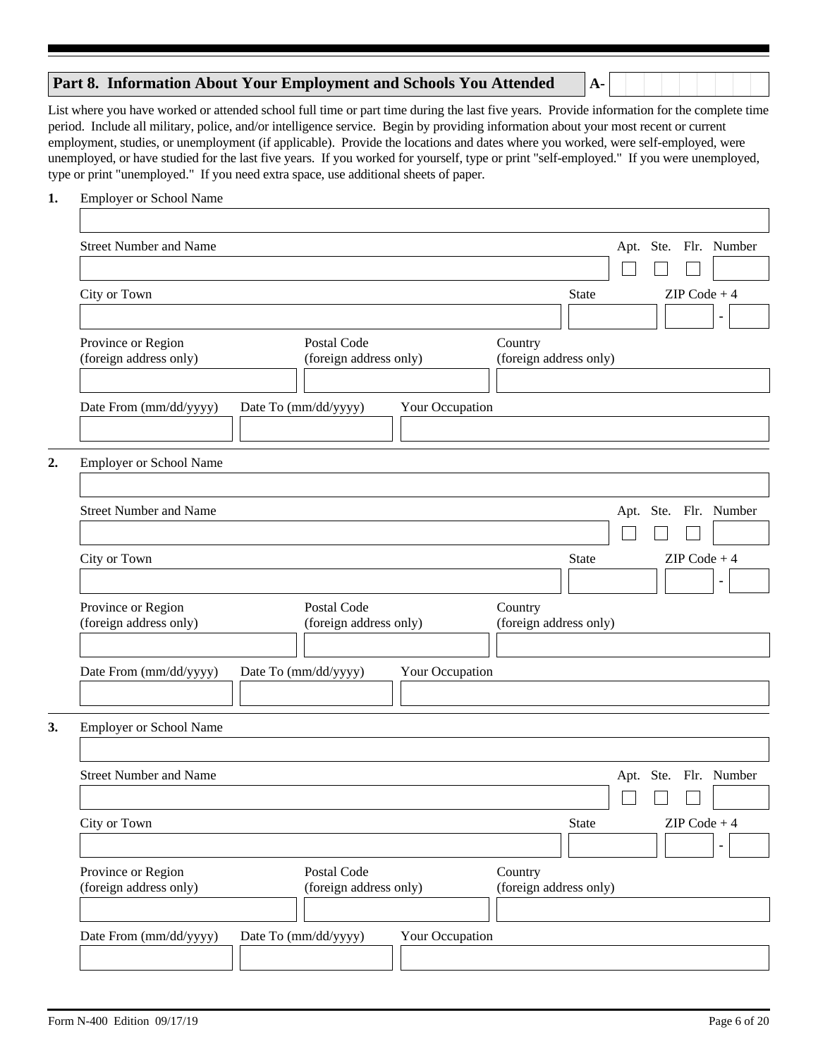## Part 8. Information About Your Employment and Schools You Attended

A-

List where you have worked or attended school full time or part time during the last five years. Provide information for the complete time period. Include all military, police, and/or intelligence service. Begin by providing information about your most recent or current employment, studies, or unemployment (if applicable). Provide the locations and dates where you worked, were self-employed, were unemployed, or have studied for the last five years. If you worked for yourself, type or print "self-employed." If you were unemployed, type or print "unemployed." If you need extra space, use additional sheets of paper.

**1.** Employer or School Name

Street Number and Name | Apt. | Ste. | Flr. | Number

City or Town | State | ZIP Code + 4

Province or Region (foreign address only) | Postal Code (foreign address only) | Country (foreign address only)

Date From (mm/dd/yyyy) | Date To (mm/dd/yyyy) | Your Occupation

**2.** Employer or School Name

Street Number and Name | Apt. | Ste. | Flr. | Number

City or Town | State | ZIP Code + 4

Province or Region (foreign address only) | Postal Code (foreign address only) | Country (foreign address only)

Date From (mm/dd/yyyy) | Date To (mm/dd/yyyy) | Your Occupation

**3.** Employer or School Name

Street Number and Name | Apt. | Ste. | Flr. | Number

City or Town | State | ZIP Code + 4

Province or Region (foreign address only) | Postal Code (foreign address only) | Country (foreign address only)

Date From (mm/dd/yyyy) | Date To (mm/dd/yyyy) | Your Occupation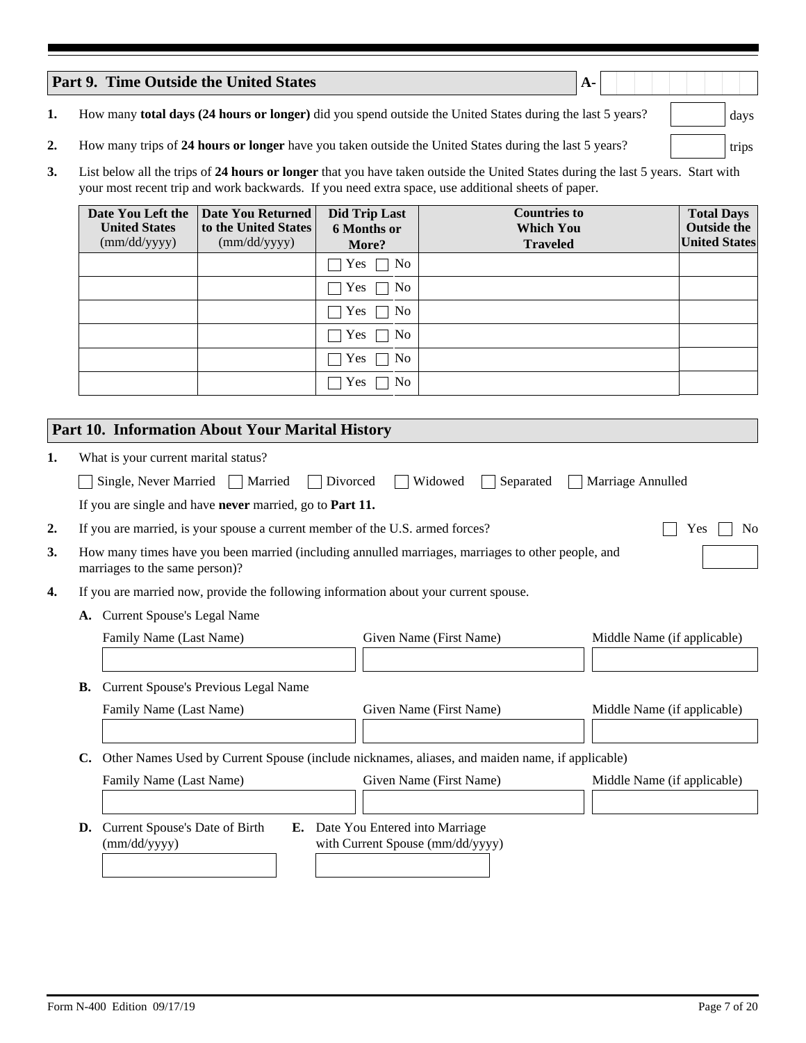## Part 9. Time Outside the United States

A-

1. How many **total days (24 hours or longer)** did you spend outside the United States during the last 5 years? ______ days

2. How many trips of **24 hours or longer** have you taken outside the United States during the last 5 years? ______ trips

3. List below all the trips of **24 hours or longer** that you have taken outside the United States during the last 5 years. Start with your most recent trip and work backwards. If you need extra space, use additional sheets of paper.

| Date You Left the United States (mm/dd/yyyy) | Date You Returned to the United States (mm/dd/yyyy) | Did Trip Last 6 Months or More? | Countries to Which You Traveled | Total Days Outside the United States |
|---|---|---|---|---|
| | | ☐ Yes ☐ No | | |
| | | ☐ Yes ☐ No | | |
| | | ☐ Yes ☐ No | | |
| | | ☐ Yes ☐ No | | |
| | | ☐ Yes ☐ No | | |
| | | ☐ Yes ☐ No | | |

## Part 10. Information About Your Marital History

1. What is your current marital status?

   ☐ Single, Never Married ☐ Married ☐ Divorced ☐ Widowed ☐ Separated ☐ Marriage Annulled

   If you are single and have **never** married, go to **Part 11.**

2. If you are married, is your spouse a current member of the U.S. armed forces? ☐ Yes ☐ No

3. How many times have you been married (including annulled marriages, marriages to other people, and marriages to the same person)? ______

4. If you are married now, provide the following information about your current spouse.

   **A.** Current Spouse's Legal Name

   Family Name (Last Name) | Given Name (First Name) | Middle Name (if applicable)

   **B.** Current Spouse's Previous Legal Name

   Family Name (Last Name) | Given Name (First Name) | Middle Name (if applicable)

   **C.** Other Names Used by Current Spouse (include nicknames, aliases, and maiden name, if applicable)

   Family Name (Last Name) | Given Name (First Name) | Middle Name (if applicable)

   **D.** Current Spouse's Date of Birth (mm/dd/yyyy)

   **E.** Date You Entered into Marriage with Current Spouse (mm/dd/yyyy)

Form N-400 Edition 09/17/19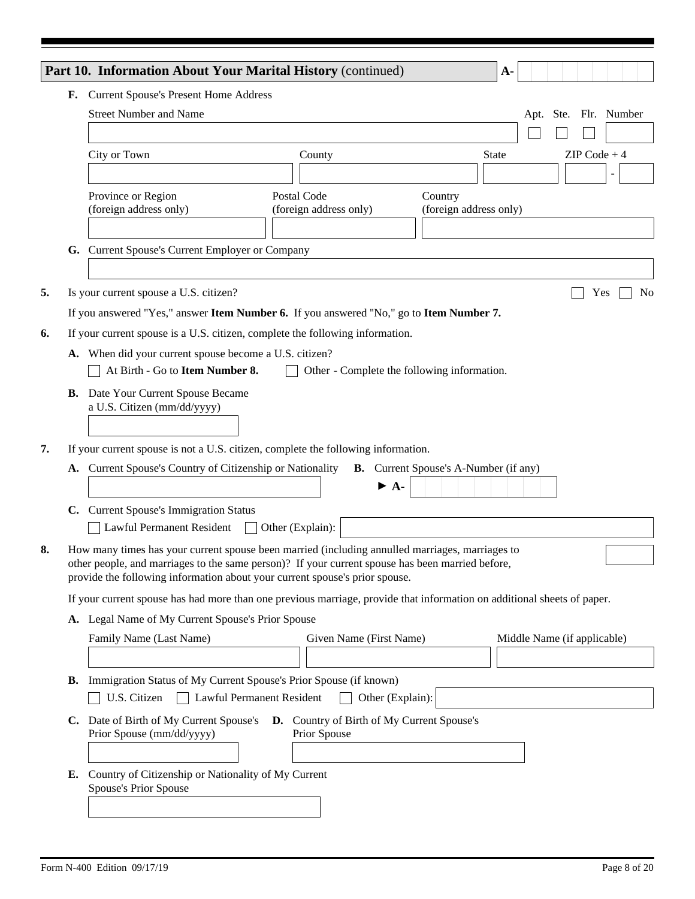## Part 10. Information About Your Marital History (continued)

A-

**F.** Current Spouse's Present Home Address

Street Number and Name

Apt. Ste. Flr. Number

City or Town

County

State

ZIP Code + 4

Province or Region (foreign address only)

Postal Code (foreign address only)

Country (foreign address only)

**G.** Current Spouse's Current Employer or Company

**5.** Is your current spouse a U.S. citizen? ☐ Yes ☐ No

If you answered "Yes," answer **Item Number 6.** If you answered "No," go to **Item Number 7.**

**6.** If your current spouse is a U.S. citizen, complete the following information.

**A.** When did your current spouse become a U.S. citizen?

☐ At Birth - Go to **Item Number 8.** ☐ Other - Complete the following information.

**B.** Date Your Current Spouse Became a U.S. Citizen (mm/dd/yyyy)

**7.** If your current spouse is not a U.S. citizen, complete the following information.

**A.** Current Spouse's Country of Citizenship or Nationality

**B.** Current Spouse's A-Number (if any)

► A-

**C.** Current Spouse's Immigration Status

☐ Lawful Permanent Resident ☐ Other (Explain):

**8.** How many times has your current spouse been married (including annulled marriages, marriages to other people, and marriages to the same person)? If your current spouse has been married before, provide the following information about your current spouse's prior spouse.

If your current spouse has had more than one previous marriage, provide that information on additional sheets of paper.

**A.** Legal Name of My Current Spouse's Prior Spouse

Family Name (Last Name)

Given Name (First Name)

Middle Name (if applicable)

**B.** Immigration Status of My Current Spouse's Prior Spouse (if known)

☐ U.S. Citizen ☐ Lawful Permanent Resident ☐ Other (Explain):

**C.** Date of Birth of My Current Spouse's Prior Spouse (mm/dd/yyyy)

**D.** Country of Birth of My Current Spouse's Prior Spouse

**E.** Country of Citizenship or Nationality of My Current Spouse's Prior Spouse

Form N-400 Edition 09/17/19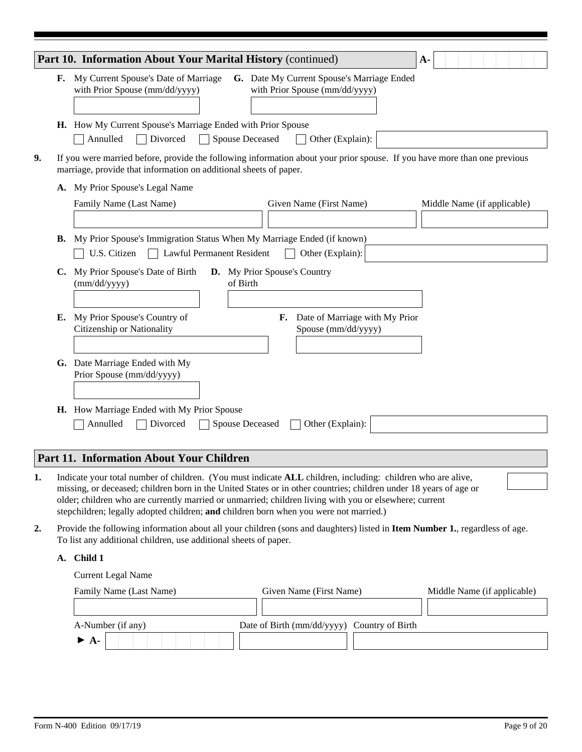## Part 10. Information About Your Marital History (continued)

A-

**F.** My Current Spouse's Date of Marriage with Prior Spouse (mm/dd/yyyy)

**G.** Date My Current Spouse's Marriage Ended with Prior Spouse (mm/dd/yyyy)

**H.** How My Current Spouse's Marriage Ended with Prior Spouse

☐ Annulled ☐ Divorced ☐ Spouse Deceased ☐ Other (Explain):

**9.** If you were married before, provide the following information about your prior spouse. If you have more than one previous marriage, provide that information on additional sheets of paper.

**A.** My Prior Spouse's Legal Name

Family Name (Last Name) | Given Name (First Name) | Middle Name (if applicable)

**B.** My Prior Spouse's Immigration Status When My Marriage Ended (if known)

☐ U.S. Citizen ☐ Lawful Permanent Resident ☐ Other (Explain):

**C.** My Prior Spouse's Date of Birth (mm/dd/yyyy)

**D.** My Prior Spouse's Country of Birth

**E.** My Prior Spouse's Country of Citizenship or Nationality

**F.** Date of Marriage with My Prior Spouse (mm/dd/yyyy)

**G.** Date Marriage Ended with My Prior Spouse (mm/dd/yyyy)

**H.** How Marriage Ended with My Prior Spouse

☐ Annulled ☐ Divorced ☐ Spouse Deceased ☐ Other (Explain):

## Part 11. Information About Your Children

**1.** Indicate your total number of children. (You must indicate **ALL** children, including: children who are alive, missing, or deceased; children born in the United States or in other countries; children under 18 years of age or older; children who are currently married or unmarried; children living with you or elsewhere; current stepchildren; legally adopted children; **and** children born when you were not married.)

**2.** Provide the following information about all your children (sons and daughters) listed in **Item Number 1.**, regardless of age. To list any additional children, use additional sheets of paper.

**A. Child 1**

Current Legal Name

Family Name (Last Name) | Given Name (First Name) | Middle Name (if applicable)

A-Number (if any) | Date of Birth (mm/dd/yyyy) | Country of Birth

► A-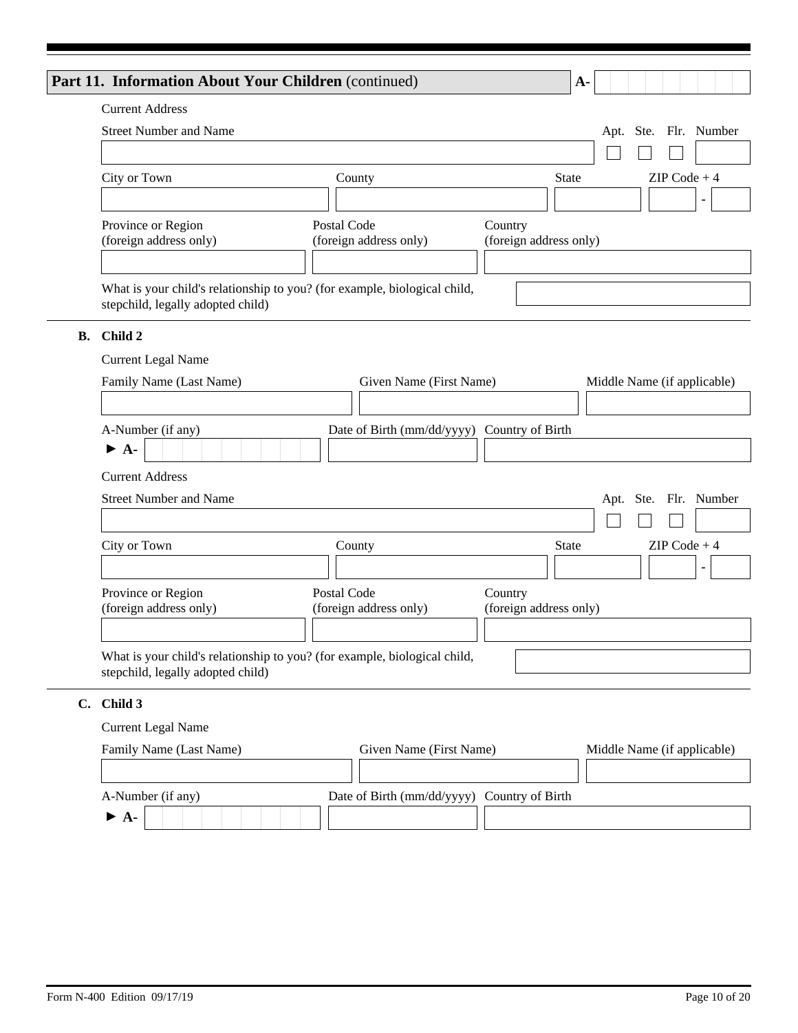## Part 11. Information About Your Children (continued)

A-

Current Address

Street Number and Name

Apt. Ste. Flr. Number

City or Town

County

State

ZIP Code + 4

Province or Region (foreign address only)

Postal Code (foreign address only)

Country (foreign address only)

What is your child's relationship to you? (for example, biological child, stepchild, legally adopted child)

**B. Child 2**

Current Legal Name

Family Name (Last Name)

Given Name (First Name)

Middle Name (if applicable)

A-Number (if any)

► **A-**

Date of Birth (mm/dd/yyyy)

Country of Birth

Current Address

Street Number and Name

Apt. Ste. Flr. Number

City or Town

County

State

ZIP Code + 4

Province or Region (foreign address only)

Postal Code (foreign address only)

Country (foreign address only)

What is your child's relationship to you? (for example, biological child, stepchild, legally adopted child)

**C. Child 3**

Current Legal Name

Family Name (Last Name)

Given Name (First Name)

Middle Name (if applicable)

A-Number (if any)

► **A-**

Date of Birth (mm/dd/yyyy)

Country of Birth

Form N-400 Edition 09/17/19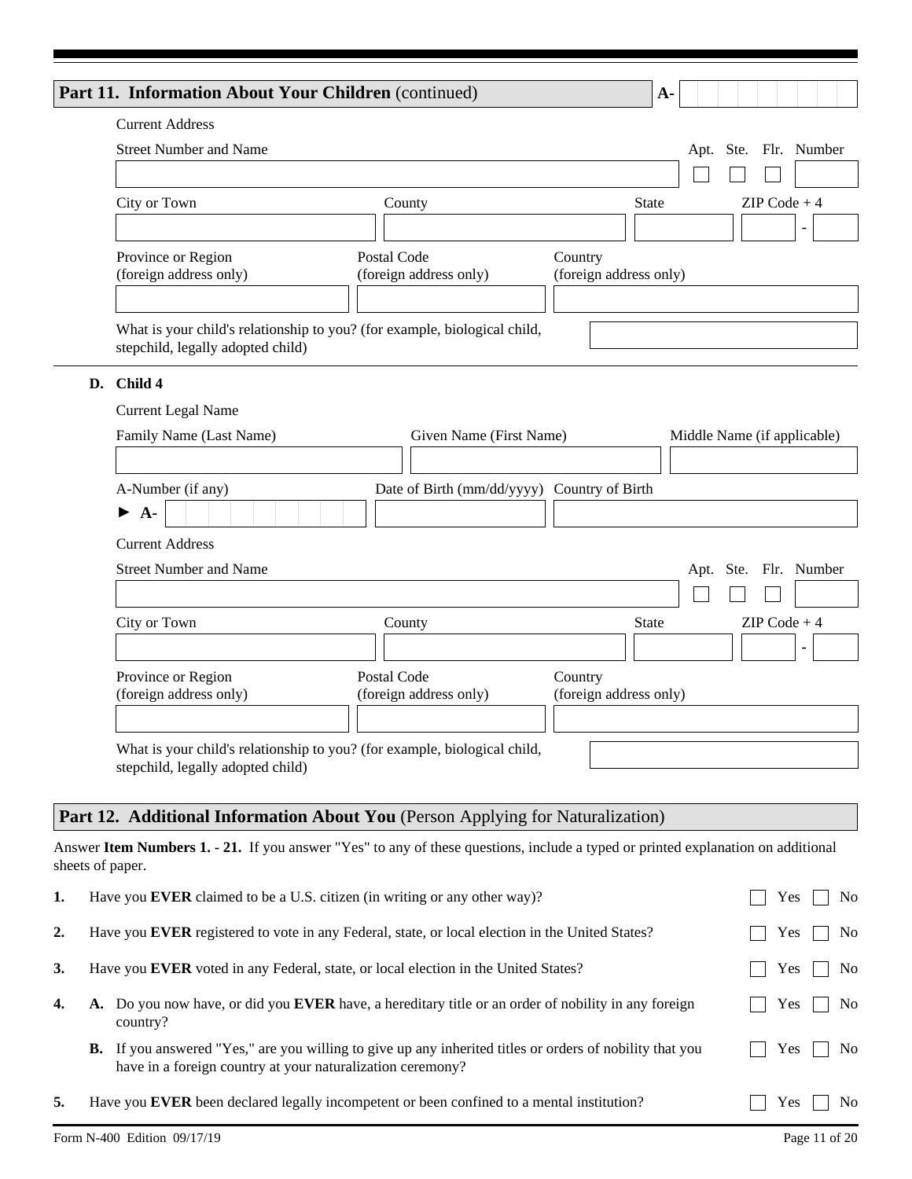## Part 11. Information About Your Children (continued)

A-

Current Address

Street Number and Name

Apt. Ste. Flr. Number

City or Town

County

State

ZIP Code + 4

Province or Region (foreign address only)

Postal Code (foreign address only)

Country (foreign address only)

What is your child's relationship to you? (for example, biological child, stepchild, legally adopted child)

**D. Child 4**

Current Legal Name

Family Name (Last Name)

Given Name (First Name)

Middle Name (if applicable)

A-Number (if any)

► A-

Date of Birth (mm/dd/yyyy)

Country of Birth

Current Address

Street Number and Name

Apt. Ste. Flr. Number

City or Town

County

State

ZIP Code + 4

Province or Region (foreign address only)

Postal Code (foreign address only)

Country (foreign address only)

What is your child's relationship to you? (for example, biological child, stepchild, legally adopted child)

## Part 12. Additional Information About You (Person Applying for Naturalization)

Answer **Item Numbers 1. - 21.** If you answer "Yes" to any of these questions, include a typed or printed explanation on additional sheets of paper.

**1.** Have you **EVER** claimed to be a U.S. citizen (in writing or any other way)? ☐ Yes ☐ No

**2.** Have you **EVER** registered to vote in any Federal, state, or local election in the United States? ☐ Yes ☐ No

**3.** Have you **EVER** voted in any Federal, state, or local election in the United States? ☐ Yes ☐ No

**4.** **A.** Do you now have, or did you **EVER** have, a hereditary title or an order of nobility in any foreign country? ☐ Yes ☐ No

**B.** If you answered "Yes," are you willing to give up any inherited titles or orders of nobility that you have in a foreign country at your naturalization ceremony? ☐ Yes ☐ No

**5.** Have you **EVER** been declared legally incompetent or been confined to a mental institution? ☐ Yes ☐ No

Form N-400 Edition 09/17/19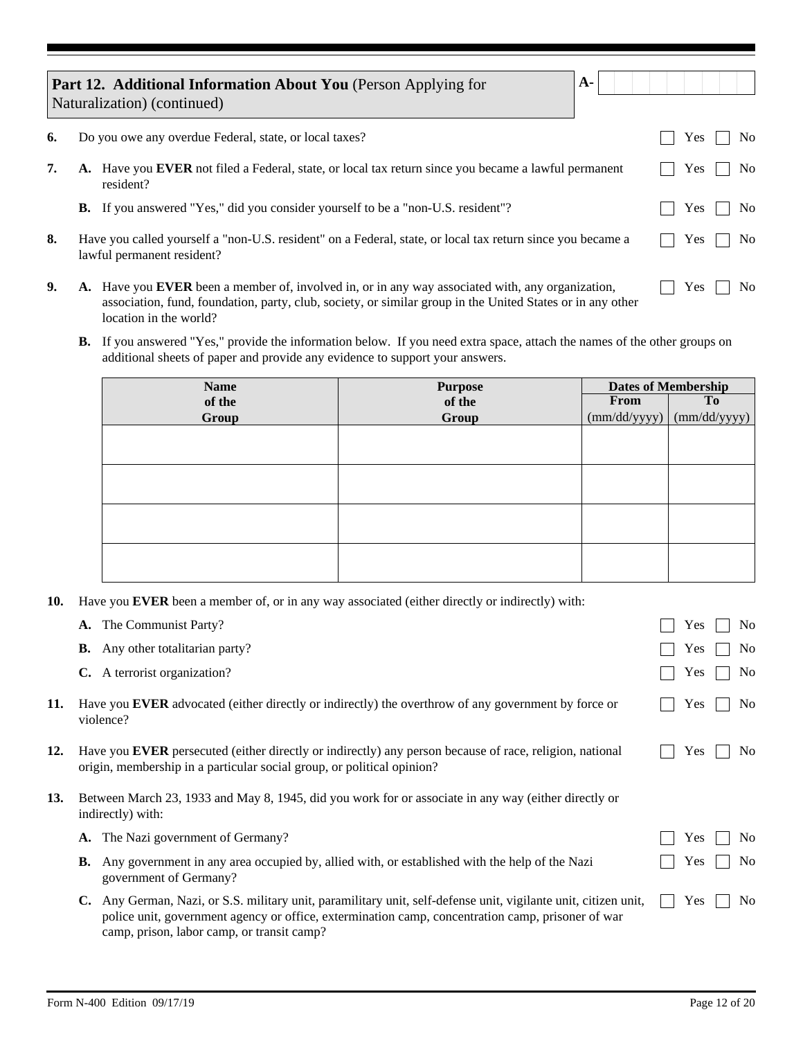## Part 12. Additional Information About You (Person Applying for Naturalization) (continued)

A-

**6.** Do you owe any overdue Federal, state, or local taxes? ☐ Yes ☐ No

**7.** **A.** Have you **EVER** not filed a Federal, state, or local tax return since you became a lawful permanent resident? ☐ Yes ☐ No

**B.** If you answered "Yes," did you consider yourself to be a "non-U.S. resident"? ☐ Yes ☐ No

**8.** Have you called yourself a "non-U.S. resident" on a Federal, state, or local tax return since you became a lawful permanent resident? ☐ Yes ☐ No

**9.** **A.** Have you **EVER** been a member of, involved in, or in any way associated with, any organization, association, fund, foundation, party, club, society, or similar group in the United States or in any other location in the world? ☐ Yes ☐ No

**B.** If you answered "Yes," provide the information below. If you need extra space, attach the names of the other groups on additional sheets of paper and provide any evidence to support your answers.

| Name of the Group | Purpose of the Group | Dates of Membership | |
|---|---|---|---|
| | | From (mm/dd/yyyy) | To (mm/dd/yyyy) |
| | | | |
| | | | |
| | | | |
| | | | |

**10.** Have you **EVER** been a member of, or in any way associated (either directly or indirectly) with:

**A.** The Communist Party? ☐ Yes ☐ No

**B.** Any other totalitarian party? ☐ Yes ☐ No

**C.** A terrorist organization? ☐ Yes ☐ No

**11.** Have you **EVER** advocated (either directly or indirectly) the overthrow of any government by force or violence? ☐ Yes ☐ No

**12.** Have you **EVER** persecuted (either directly or indirectly) any person because of race, religion, national origin, membership in a particular social group, or political opinion? ☐ Yes ☐ No

**13.** Between March 23, 1933 and May 8, 1945, did you work for or associate in any way (either directly or indirectly) with:

**A.** The Nazi government of Germany? ☐ Yes ☐ No

**B.** Any government in any area occupied by, allied with, or established with the help of the Nazi government of Germany? ☐ Yes ☐ No

**C.** Any German, Nazi, or S.S. military unit, paramilitary unit, self-defense unit, vigilante unit, citizen unit, police unit, government agency or office, extermination camp, concentration camp, prisoner of war camp, prison, labor camp, or transit camp? ☐ Yes ☐ No

Form N-400 Edition 09/17/19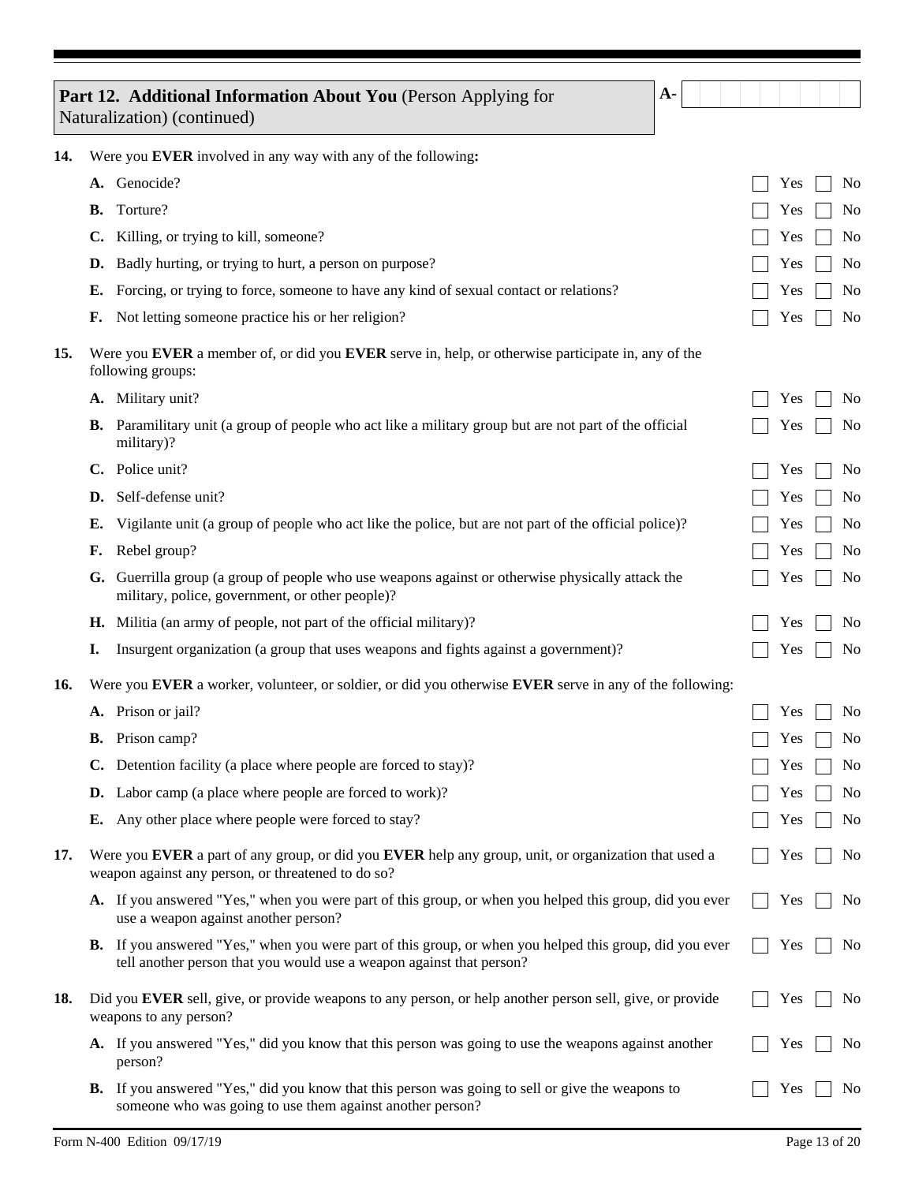## Part 12. Additional Information About You (Person Applying for Naturalization) (continued)

A-

**14.** Were you **EVER** involved in any way with any of the following**:**

- **A.** Genocide? ☐ Yes ☐ No
- **B.** Torture? ☐ Yes ☐ No
- **C.** Killing, or trying to kill, someone? ☐ Yes ☐ No
- **D.** Badly hurting, or trying to hurt, a person on purpose? ☐ Yes ☐ No
- **E.** Forcing, or trying to force, someone to have any kind of sexual contact or relations? ☐ Yes ☐ No
- **F.** Not letting someone practice his or her religion? ☐ Yes ☐ No

**15.** Were you **EVER** a member of, or did you **EVER** serve in, help, or otherwise participate in, any of the following groups:

- **A.** Military unit? ☐ Yes ☐ No
- **B.** Paramilitary unit (a group of people who act like a military group but are not part of the official military)? ☐ Yes ☐ No
- **C.** Police unit? ☐ Yes ☐ No
- **D.** Self-defense unit? ☐ Yes ☐ No
- **E.** Vigilante unit (a group of people who act like the police, but are not part of the official police)? ☐ Yes ☐ No
- **F.** Rebel group? ☐ Yes ☐ No
- **G.** Guerrilla group (a group of people who use weapons against or otherwise physically attack the military, police, government, or other people)? ☐ Yes ☐ No
- **H.** Militia (an army of people, not part of the official military)? ☐ Yes ☐ No
- **I.** Insurgent organization (a group that uses weapons and fights against a government)? ☐ Yes ☐ No

**16.** Were you **EVER** a worker, volunteer, or soldier, or did you otherwise **EVER** serve in any of the following:

- **A.** Prison or jail? ☐ Yes ☐ No
- **B.** Prison camp? ☐ Yes ☐ No
- **C.** Detention facility (a place where people are forced to stay)? ☐ Yes ☐ No
- **D.** Labor camp (a place where people are forced to work)? ☐ Yes ☐ No
- **E.** Any other place where people were forced to stay? ☐ Yes ☐ No

**17.** Were you **EVER** a part of any group, or did you **EVER** help any group, unit, or organization that used a weapon against any person, or threatened to do so? ☐ Yes ☐ No

- **A.** If you answered "Yes," when you were part of this group, or when you helped this group, did you ever use a weapon against another person? ☐ Yes ☐ No
- **B.** If you answered "Yes," when you were part of this group, or when you helped this group, did you ever tell another person that you would use a weapon against that person? ☐ Yes ☐ No

**18.** Did you **EVER** sell, give, or provide weapons to any person, or help another person sell, give, or provide weapons to any person? ☐ Yes ☐ No

- **A.** If you answered "Yes," did you know that this person was going to use the weapons against another person? ☐ Yes ☐ No
- **B.** If you answered "Yes," did you know that this person was going to sell or give the weapons to someone who was going to use them against another person? ☐ Yes ☐ No

Form N-400 Edition 09/17/19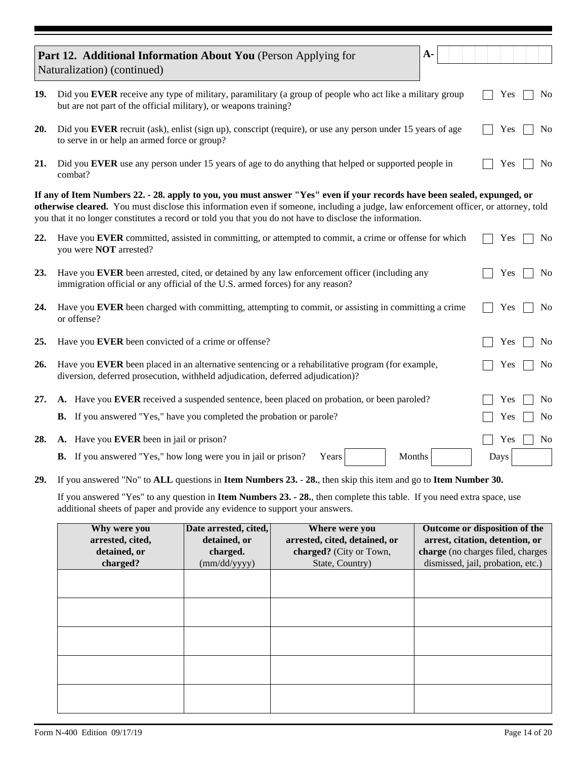## Part 12. Additional Information About You (Person Applying for Naturalization) (continued)

A-

**19.** Did you **EVER** receive any type of military, paramilitary (a group of people who act like a military group but are not part of the official military), or weapons training? ☐ Yes ☐ No

**20.** Did you **EVER** recruit (ask), enlist (sign up), conscript (require), or use any person under 15 years of age to serve in or help an armed force or group? ☐ Yes ☐ No

**21.** Did you **EVER** use any person under 15 years of age to do anything that helped or supported people in combat? ☐ Yes ☐ No

**If any of Item Numbers 22. - 28. apply to you, you must answer "Yes" even if your records have been sealed, expunged, or otherwise cleared.** You must disclose this information even if someone, including a judge, law enforcement officer, or attorney, told you that it no longer constitutes a record or told you that you do not have to disclose the information.

**22.** Have you **EVER** committed, assisted in committing, or attempted to commit, a crime or offense for which you were **NOT** arrested? ☐ Yes ☐ No

**23.** Have you **EVER** been arrested, cited, or detained by any law enforcement officer (including any immigration official or any official of the U.S. armed forces) for any reason? ☐ Yes ☐ No

**24.** Have you **EVER** been charged with committing, attempting to commit, or assisting in committing a crime or offense? ☐ Yes ☐ No

**25.** Have you **EVER** been convicted of a crime or offense? ☐ Yes ☐ No

**26.** Have you **EVER** been placed in an alternative sentencing or a rehabilitative program (for example, diversion, deferred prosecution, withheld adjudication, deferred adjudication)? ☐ Yes ☐ No

**27.** **A.** Have you **EVER** received a suspended sentence, been placed on probation, or been paroled? ☐ Yes ☐ No

**B.** If you answered "Yes," have you completed the probation or parole? ☐ Yes ☐ No

**28.** **A.** Have you **EVER** been in jail or prison? ☐ Yes ☐ No

**B.** If you answered "Yes," how long were you in jail or prison? Years ______ Months ______ Days ______

**29.** If you answered "No" to **ALL** questions in **Item Numbers 23. - 28.**, then skip this item and go to **Item Number 30.**

If you answered "Yes" to any question in **Item Numbers 23. - 28.**, then complete this table. If you need extra space, use additional sheets of paper and provide any evidence to support your answers.

| **Why were you arrested, cited, detained, or charged?** | **Date arrested, cited, detained, or charged.** (mm/dd/yyyy) | **Where were you arrested, cited, detained, or charged?** (City or Town, State, Country) | **Outcome or disposition of the arrest, citation, detention, or charge** (no charges filed, charges dismissed, jail, probation, etc.) |
|---|---|---|---|
| | | | |
| | | | |
| | | | |
| | | | |
| | | | |

Form N-400 Edition 09/17/19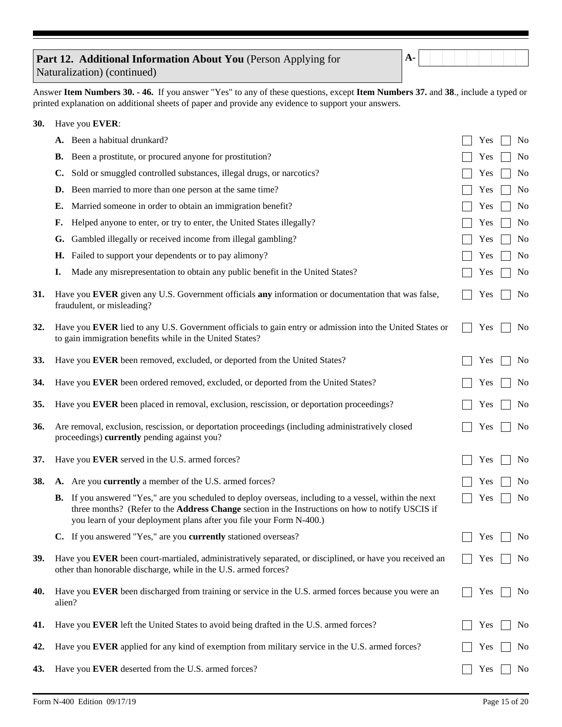## Part 12. Additional Information About You (Person Applying for Naturalization) (continued)

A-

Answer **Item Numbers 30. - 46.** If you answer "Yes" to any of these questions, except **Item Numbers 37.** and **38.**, include a typed or printed explanation on additional sheets of paper and provide any evidence to support your answers.

**30.** Have you **EVER**:

**A.** Been a habitual drunkard? ☐ Yes ☐ No

**B.** Been a prostitute, or procured anyone for prostitution? ☐ Yes ☐ No

**C.** Sold or smuggled controlled substances, illegal drugs, or narcotics? ☐ Yes ☐ No

**D.** Been married to more than one person at the same time? ☐ Yes ☐ No

**E.** Married someone in order to obtain an immigration benefit? ☐ Yes ☐ No

**F.** Helped anyone to enter, or try to enter, the United States illegally? ☐ Yes ☐ No

**G.** Gambled illegally or received income from illegal gambling? ☐ Yes ☐ No

**H.** Failed to support your dependents or to pay alimony? ☐ Yes ☐ No

**I.** Made any misrepresentation to obtain any public benefit in the United States? ☐ Yes ☐ No

**31.** Have you **EVER** given any U.S. Government officials **any** information or documentation that was false, fraudulent, or misleading? ☐ Yes ☐ No

**32.** Have you **EVER** lied to any U.S. Government officials to gain entry or admission into the United States or to gain immigration benefits while in the United States? ☐ Yes ☐ No

**33.** Have you **EVER** been removed, excluded, or deported from the United States? ☐ Yes ☐ No

**34.** Have you **EVER** been ordered removed, excluded, or deported from the United States? ☐ Yes ☐ No

**35.** Have you **EVER** been placed in removal, exclusion, rescission, or deportation proceedings? ☐ Yes ☐ No

**36.** Are removal, exclusion, rescission, or deportation proceedings (including administratively closed proceedings) **currently** pending against you? ☐ Yes ☐ No

**37.** Have you **EVER** served in the U.S. armed forces? ☐ Yes ☐ No

**38.** **A.** Are you **currently** a member of the U.S. armed forces? ☐ Yes ☐ No

**B.** If you answered "Yes," are you scheduled to deploy overseas, including to a vessel, within the next three months? (Refer to the **Address Change** section in the Instructions on how to notify USCIS if you learn of your deployment plans after you file your Form N-400.) ☐ Yes ☐ No

**C.** If you answered "Yes," are you **currently** stationed overseas? ☐ Yes ☐ No

**39.** Have you **EVER** been court-martialed, administratively separated, or disciplined, or have you received an other than honorable discharge, while in the U.S. armed forces? ☐ Yes ☐ No

**40.** Have you **EVER** been discharged from training or service in the U.S. armed forces because you were an alien? ☐ Yes ☐ No

**41.** Have you **EVER** left the United States to avoid being drafted in the U.S. armed forces? ☐ Yes ☐ No

**42.** Have you **EVER** applied for any kind of exemption from military service in the U.S. armed forces? ☐ Yes ☐ No

**43.** Have you **EVER** deserted from the U.S. armed forces? ☐ Yes ☐ No

Form N-400 Edition 09/17/19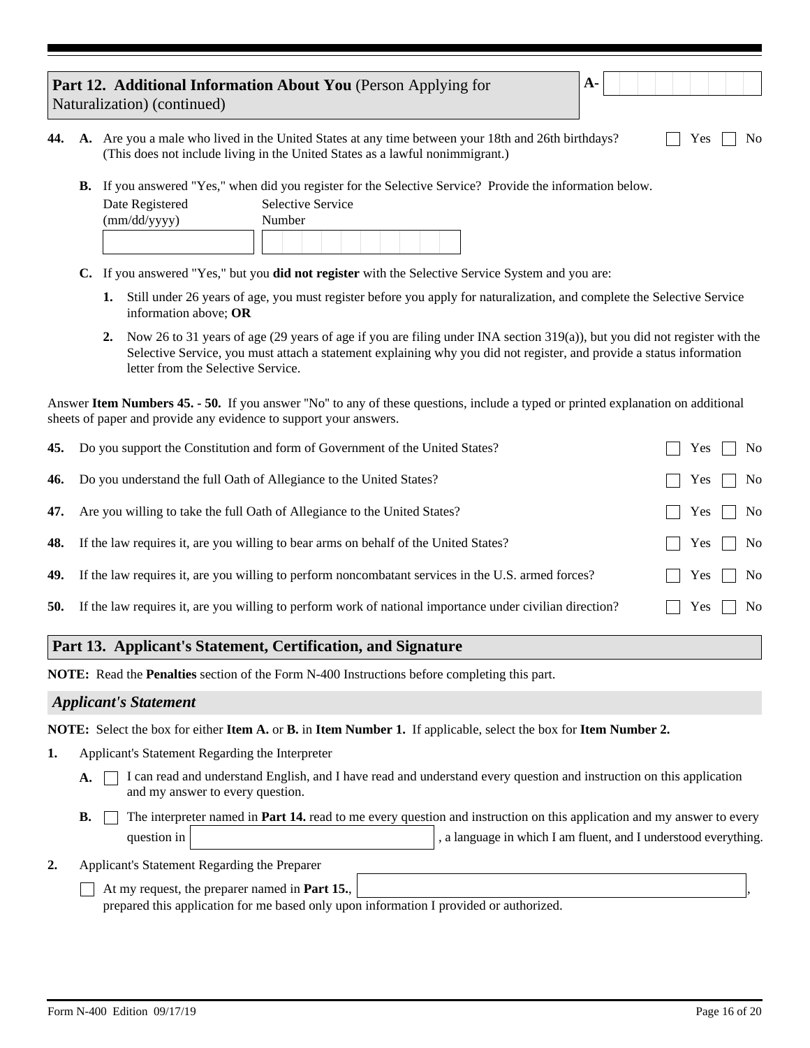## Part 12. Additional Information About You (Person Applying for Naturalization) (continued)

A-

**44.** **A.** Are you a male who lived in the United States at any time between your 18th and 26th birthdays? (This does not include living in the United States as a lawful nonimmigrant.) ☐ Yes ☐ No

**B.** If you answered "Yes," when did you register for the Selective Service? Provide the information below.

| Date Registered (mm/dd/yyyy) | Selective Service Number |
|---|---|
| | |

**C.** If you answered "Yes," but you **did not register** with the Selective Service System and you are:

1. Still under 26 years of age, you must register before you apply for naturalization, and complete the Selective Service information above; **OR**
2. Now 26 to 31 years of age (29 years of age if you are filing under INA section 319(a)), but you did not register with the Selective Service, you must attach a statement explaining why you did not register, and provide a status information letter from the Selective Service.

Answer **Item Numbers 45. - 50.** If you answer "No" to any of these questions, include a typed or printed explanation on additional sheets of paper and provide any evidence to support your answers.

**45.** Do you support the Constitution and form of Government of the United States? ☐ Yes ☐ No

**46.** Do you understand the full Oath of Allegiance to the United States? ☐ Yes ☐ No

**47.** Are you willing to take the full Oath of Allegiance to the United States? ☐ Yes ☐ No

**48.** If the law requires it, are you willing to bear arms on behalf of the United States? ☐ Yes ☐ No

**49.** If the law requires it, are you willing to perform noncombatant services in the U.S. armed forces? ☐ Yes ☐ No

**50.** If the law requires it, are you willing to perform work of national importance under civilian direction? ☐ Yes ☐ No

## Part 13. Applicant's Statement, Certification, and Signature

**NOTE:** Read the **Penalties** section of the Form N-400 Instructions before completing this part.

### *Applicant's Statement*

**NOTE:** Select the box for either **Item A.** or **B.** in **Item Number 1.** If applicable, select the box for **Item Number 2.**

**1.** Applicant's Statement Regarding the Interpreter

**A.** ☐ I can read and understand English, and I have read and understand every question and instruction on this application and my answer to every question.

**B.** ☐ The interpreter named in **Part 14.** read to me every question and instruction on this application and my answer to every question in \_\_\_\_\_\_\_\_\_\_\_\_\_\_\_\_, a language in which I am fluent, and I understood everything.

**2.** Applicant's Statement Regarding the Preparer

☐ At my request, the preparer named in **Part 15.**, \_\_\_\_\_\_\_\_\_\_\_\_\_\_\_\_, prepared this application for me based only upon information I provided or authorized.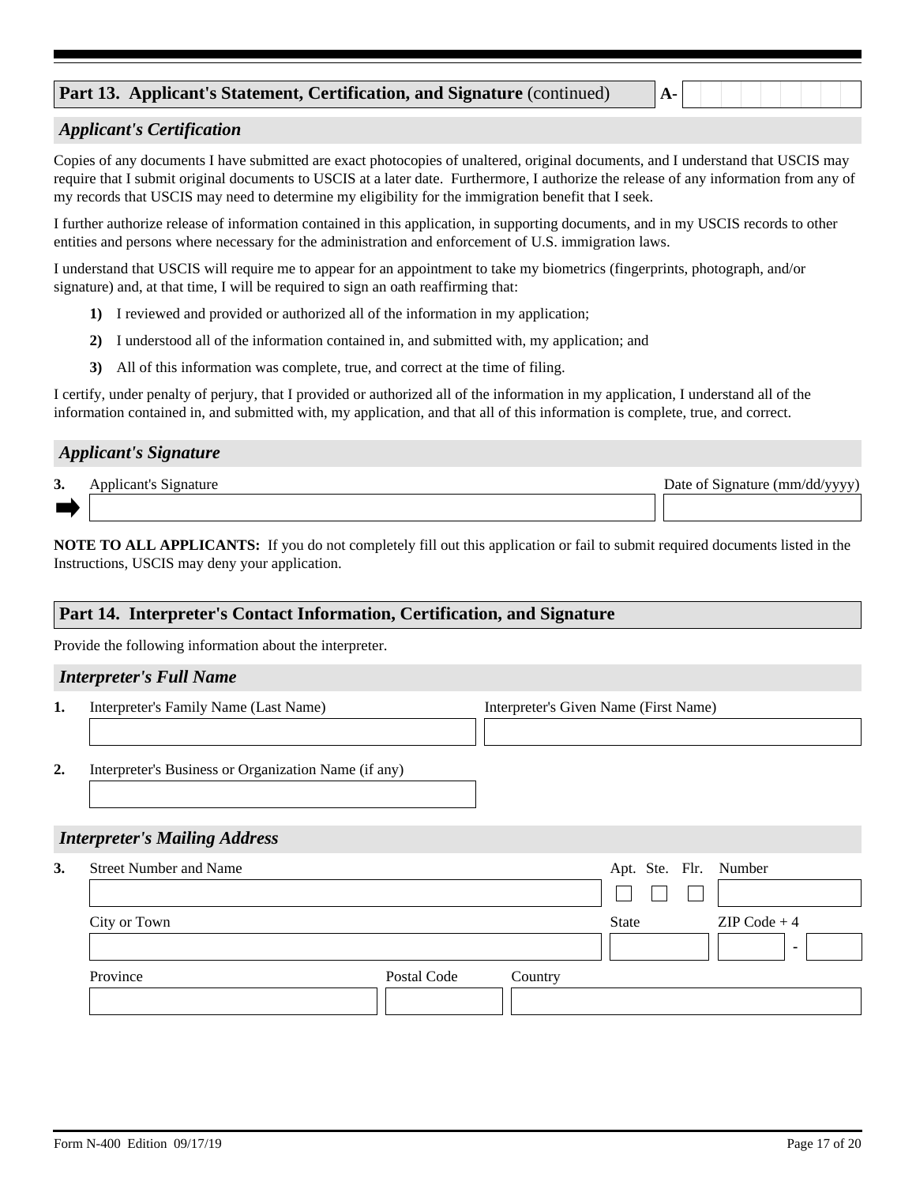## Part 13. Applicant's Statement, Certification, and Signature (continued)

A-

### *Applicant's Certification*

Copies of any documents I have submitted are exact photocopies of unaltered, original documents, and I understand that USCIS may require that I submit original documents to USCIS at a later date. Furthermore, I authorize the release of any information from any of my records that USCIS may need to determine my eligibility for the immigration benefit that I seek.

I further authorize release of information contained in this application, in supporting documents, and in my USCIS records to other entities and persons where necessary for the administration and enforcement of U.S. immigration laws.

I understand that USCIS will require me to appear for an appointment to take my biometrics (fingerprints, photograph, and/or signature) and, at that time, I will be required to sign an oath reaffirming that:

**1)** I reviewed and provided or authorized all of the information in my application;

**2)** I understood all of the information contained in, and submitted with, my application; and

**3)** All of this information was complete, true, and correct at the time of filing.

I certify, under penalty of perjury, that I provided or authorized all of the information in my application, I understand all of the information contained in, and submitted with, my application, and that all of this information is complete, true, and correct.

### *Applicant's Signature*

**3.** Applicant's Signature

Date of Signature (mm/dd/yyyy)

**NOTE TO ALL APPLICANTS:** If you do not completely fill out this application or fail to submit required documents listed in the Instructions, USCIS may deny your application.

## Part 14. Interpreter's Contact Information, Certification, and Signature

Provide the following information about the interpreter.

### *Interpreter's Full Name*

**1.** Interpreter's Family Name (Last Name)

Interpreter's Given Name (First Name)

**2.** Interpreter's Business or Organization Name (if any)

### *Interpreter's Mailing Address*

**3.** Street Number and Name

Apt. Ste. Flr. Number

City or Town

State

ZIP Code + 4

Province

Postal Code

Country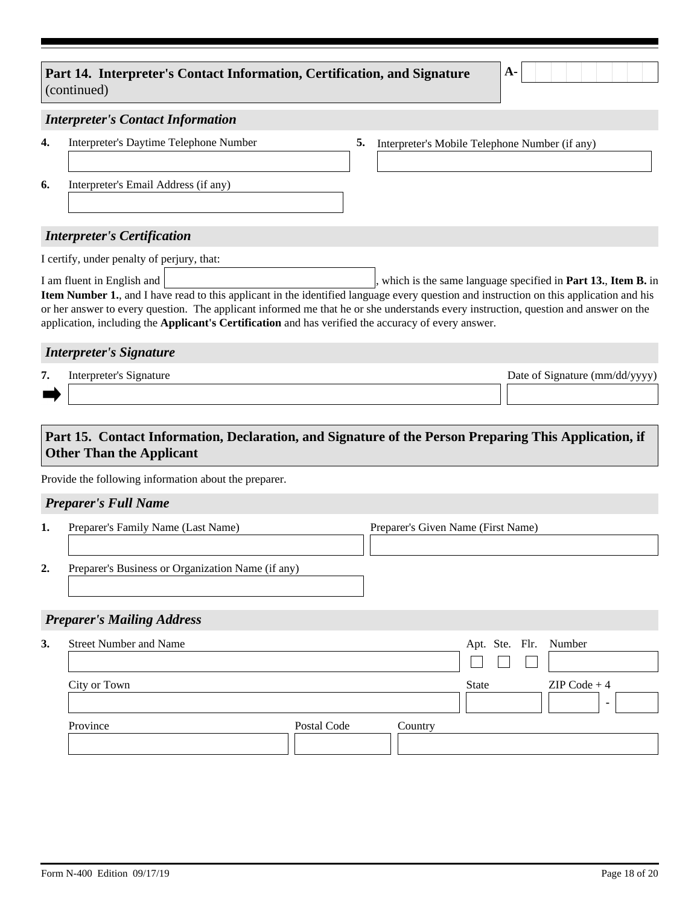## Part 14. Interpreter's Contact Information, Certification, and Signature (continued)

A-

### *Interpreter's Contact Information*

**4.** Interpreter's Daytime Telephone Number

**5.** Interpreter's Mobile Telephone Number (if any)

**6.** Interpreter's Email Address (if any)

### *Interpreter's Certification*

I certify, under penalty of perjury, that:

I am fluent in English and ______________________, which is the same language specified in **Part 13.**, **Item B.** in **Item Number 1.**, and I have read to this applicant in the identified language every question and instruction on this application and his or her answer to every question. The applicant informed me that he or she understands every instruction, question and answer on the application, including the **Applicant's Certification** and has verified the accuracy of every answer.

### *Interpreter's Signature*

**7.** Interpreter's Signature

Date of Signature (mm/dd/yyyy)

## Part 15. Contact Information, Declaration, and Signature of the Person Preparing This Application, if Other Than the Applicant

Provide the following information about the preparer.

### *Preparer's Full Name*

**1.** Preparer's Family Name (Last Name)

Preparer's Given Name (First Name)

**2.** Preparer's Business or Organization Name (if any)

### *Preparer's Mailing Address*

**3.** Street Number and Name

Apt. Ste. Flr. Number

City or Town

State

ZIP Code + 4

Province

Postal Code

Country

Form N-400 Edition 09/17/19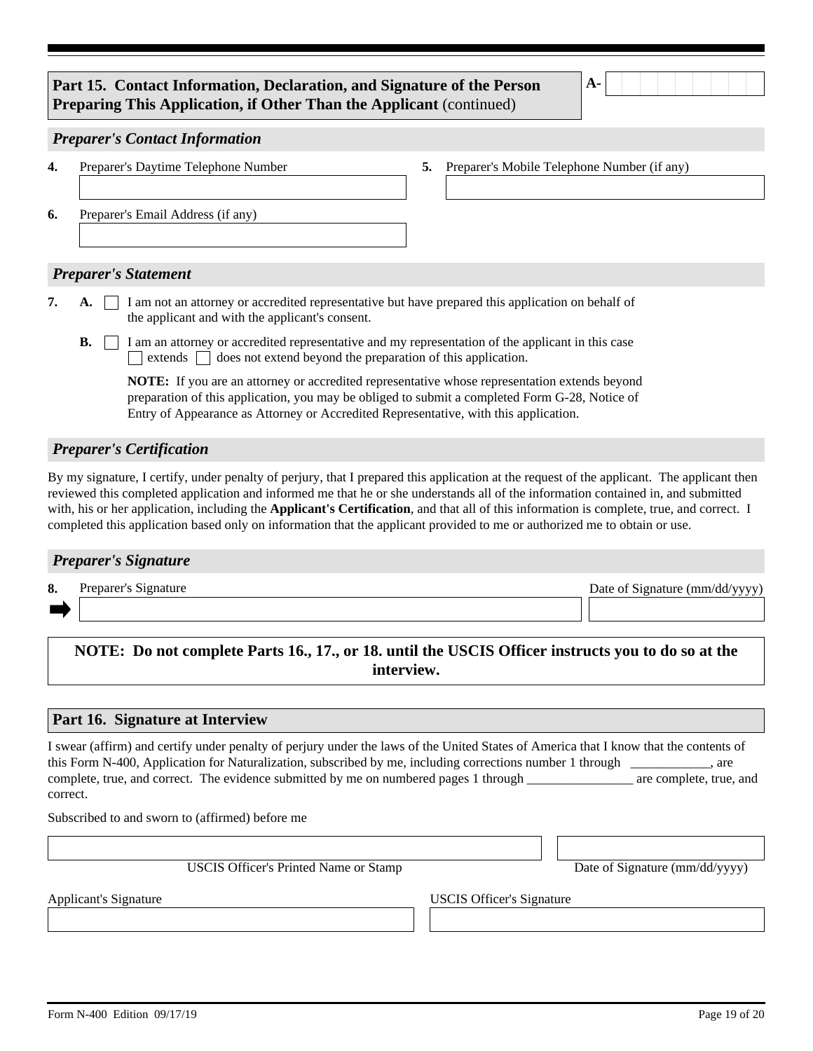## Part 15. Contact Information, Declaration, and Signature of the Person Preparing This Application, if Other Than the Applicant (continued)

A-

### *Preparer's Contact Information*

**4.** Preparer's Daytime Telephone Number

**5.** Preparer's Mobile Telephone Number (if any)

**6.** Preparer's Email Address (if any)

### *Preparer's Statement*

**7.** **A.** ☐ I am not an attorney or accredited representative but have prepared this application on behalf of the applicant and with the applicant's consent.

**B.** ☐ I am an attorney or accredited representative and my representation of the applicant in this case ☐ extends ☐ does not extend beyond the preparation of this application.

**NOTE:** If you are an attorney or accredited representative whose representation extends beyond preparation of this application, you may be obliged to submit a completed Form G-28, Notice of Entry of Appearance as Attorney or Accredited Representative, with this application.

### *Preparer's Certification*

By my signature, I certify, under penalty of perjury, that I prepared this application at the request of the applicant. The applicant then reviewed this completed application and informed me that he or she understands all of the information contained in, and submitted with, his or her application, including the **Applicant's Certification**, and that all of this information is complete, true, and correct. I completed this application based only on information that the applicant provided to me or authorized me to obtain or use.

### *Preparer's Signature*

**8.** Preparer's Signature

Date of Signature (mm/dd/yyyy)

**NOTE: Do not complete Parts 16., 17., or 18. until the USCIS Officer instructs you to do so at the interview.**

## Part 16. Signature at Interview

I swear (affirm) and certify under penalty of perjury under the laws of the United States of America that I know that the contents of this Form N-400, Application for Naturalization, subscribed by me, including corrections number 1 through ____________, are complete, true, and correct. The evidence submitted by me on numbered pages 1 through ________________ are complete, true, and correct.

Subscribed to and sworn to (affirmed) before me

USCIS Officer's Printed Name or Stamp

Date of Signature (mm/dd/yyyy)

Applicant's Signature

USCIS Officer's Signature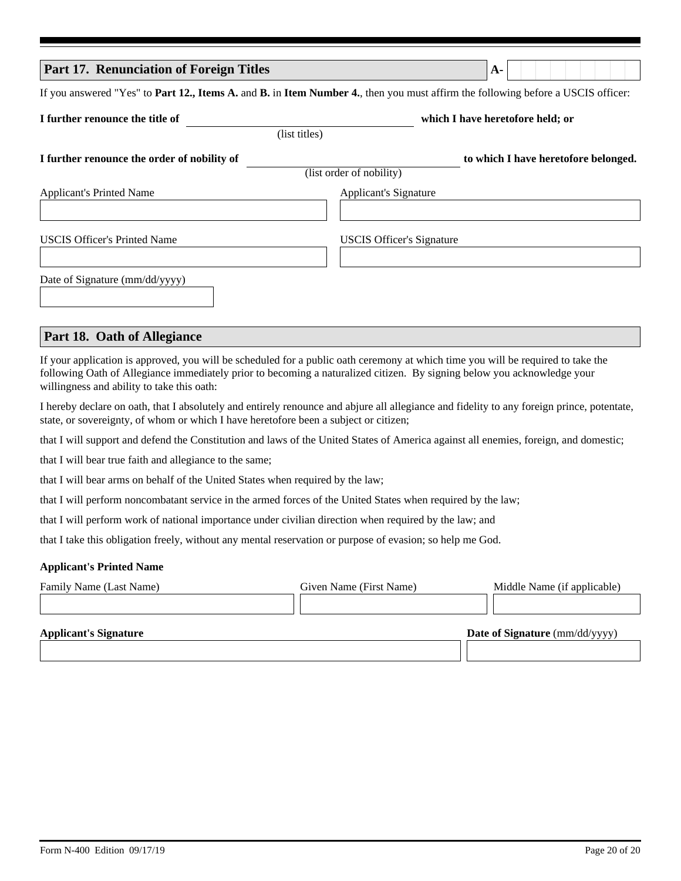## Part 17. Renunciation of Foreign Titles

A-

If you answered "Yes" to **Part 12., Items A.** and **B.** in **Item Number 4.**, then you must affirm the following before a USCIS officer:

**I further renounce the title of** ______________________________ **which I have heretofore held; or**
(list titles)

**I further renounce the order of nobility of** ______________________________ **to which I have heretofore belonged.**
(list order of nobility)

Applicant's Printed Name

Applicant's Signature

USCIS Officer's Printed Name

USCIS Officer's Signature

Date of Signature (mm/dd/yyyy)

## Part 18. Oath of Allegiance

If your application is approved, you will be scheduled for a public oath ceremony at which time you will be required to take the following Oath of Allegiance immediately prior to becoming a naturalized citizen. By signing below you acknowledge your willingness and ability to take this oath:

I hereby declare on oath, that I absolutely and entirely renounce and abjure all allegiance and fidelity to any foreign prince, potentate, state, or sovereignty, of whom or which I have heretofore been a subject or citizen;

that I will support and defend the Constitution and laws of the United States of America against all enemies, foreign, and domestic;

that I will bear true faith and allegiance to the same;

that I will bear arms on behalf of the United States when required by the law;

that I will perform noncombatant service in the armed forces of the United States when required by the law;

that I will perform work of national importance under civilian direction when required by the law; and

that I take this obligation freely, without any mental reservation or purpose of evasion; so help me God.

**Applicant's Printed Name**

Family Name (Last Name)

Given Name (First Name)

Middle Name (if applicable)

**Applicant's Signature**

**Date of Signature** (mm/dd/yyyy)